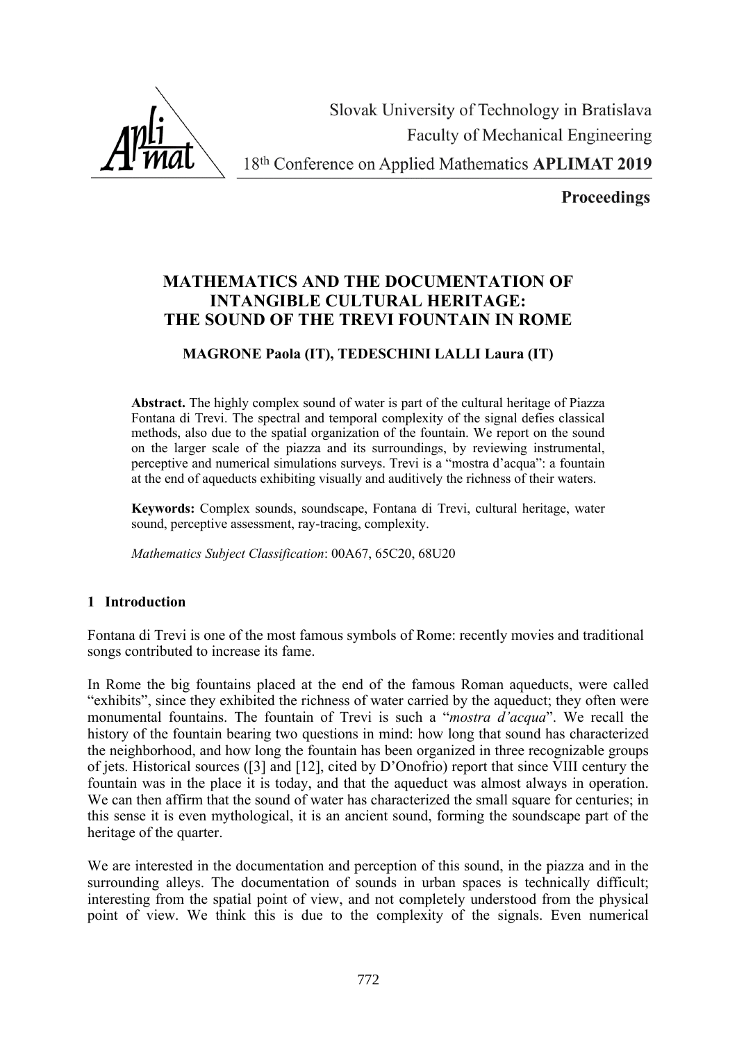Slovak University of Technology in Bratislava
Faculty of Mechanical Engineering
18th Conference on Applied Mathematics **APLIMAT 2019**

**Proceedings**

# MATHEMATICS AND THE DOCUMENTATION OF INTANGIBLE CULTURAL HERITAGE: THE SOUND OF THE TREVI FOUNTAIN IN ROME

**MAGRONE Paola (IT), TEDESCHINI LALLI Laura (IT)**

**Abstract.** The highly complex sound of water is part of the cultural heritage of Piazza Fontana di Trevi. The spectral and temporal complexity of the signal defies classical methods, also due to the spatial organization of the fountain. We report on the sound on the larger scale of the piazza and its surroundings, by reviewing instrumental, perceptive and numerical simulations surveys. Trevi is a "mostra d'acqua": a fountain at the end of aqueducts exhibiting visually and auditively the richness of their waters.

**Keywords:** Complex sounds, soundscape, Fontana di Trevi, cultural heritage, water sound, perceptive assessment, ray-tracing, complexity.

*Mathematics Subject Classification*: 00A67, 65C20, 68U20

## 1 Introduction

Fontana di Trevi is one of the most famous symbols of Rome: recently movies and traditional songs contributed to increase its fame.

In Rome the big fountains placed at the end of the famous Roman aqueducts, were called "exhibits", since they exhibited the richness of water carried by the aqueduct; they often were monumental fountains. The fountain of Trevi is such a "*mostra d'acqua*". We recall the history of the fountain bearing two questions in mind: how long that sound has characterized the neighborhood, and how long the fountain has been organized in three recognizable groups of jets. Historical sources ([3] and [12], cited by D'Onofrio) report that since VIII century the fountain was in the place it is today, and that the aqueduct was almost always in operation. We can then affirm that the sound of water has characterized the small square for centuries; in this sense it is even mythological, it is an ancient sound, forming the soundscape part of the heritage of the quarter.

We are interested in the documentation and perception of this sound, in the piazza and in the surrounding alleys. The documentation of sounds in urban spaces is technically difficult; interesting from the spatial point of view, and not completely understood from the physical point of view. We think this is due to the complexity of the signals. Even numerical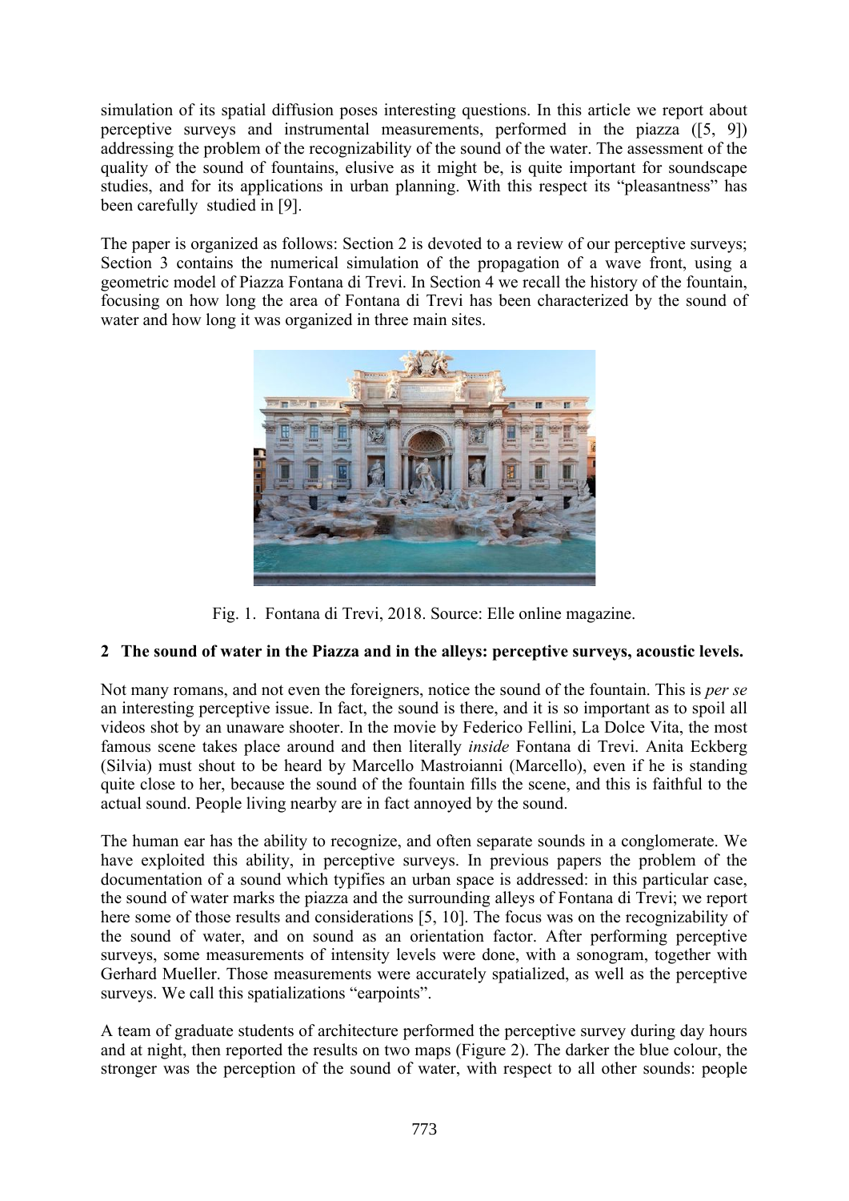simulation of its spatial diffusion poses interesting questions. In this article we report about perceptive surveys and instrumental measurements, performed in the piazza ([5, 9]) addressing the problem of the recognizability of the sound of the water. The assessment of the quality of the sound of fountains, elusive as it might be, is quite important for soundscape studies, and for its applications in urban planning. With this respect its "pleasantness" has been carefully studied in [9].

The paper is organized as follows: Section 2 is devoted to a review of our perceptive surveys; Section 3 contains the numerical simulation of the propagation of a wave front, using a geometric model of Piazza Fontana di Trevi. In Section 4 we recall the history of the fountain, focusing on how long the area of Fontana di Trevi has been characterized by the sound of water and how long it was organized in three main sites.

Fig. 1. Fontana di Trevi, 2018. Source: Elle online magazine.

## 2 The sound of water in the Piazza and in the alleys: perceptive surveys, acoustic levels.

Not many romans, and not even the foreigners, notice the sound of the fountain. This is *per se* an interesting perceptive issue. In fact, the sound is there, and it is so important as to spoil all videos shot by an unaware shooter. In the movie by Federico Fellini, La Dolce Vita, the most famous scene takes place around and then literally *inside* Fontana di Trevi. Anita Eckberg (Silvia) must shout to be heard by Marcello Mastroianni (Marcello), even if he is standing quite close to her, because the sound of the fountain fills the scene, and this is faithful to the actual sound. People living nearby are in fact annoyed by the sound.

The human ear has the ability to recognize, and often separate sounds in a conglomerate. We have exploited this ability, in perceptive surveys. In previous papers the problem of the documentation of a sound which typifies an urban space is addressed: in this particular case, the sound of water marks the piazza and the surrounding alleys of Fontana di Trevi; we report here some of those results and considerations [5, 10]. The focus was on the recognizability of the sound of water, and on sound as an orientation factor. After performing perceptive surveys, some measurements of intensity levels were done, with a sonogram, together with Gerhard Mueller. Those measurements were accurately spatialized, as well as the perceptive surveys. We call this spatializations "earpoints".

A team of graduate students of architecture performed the perceptive survey during day hours and at night, then reported the results on two maps (Figure 2). The darker the blue colour, the stronger was the perception of the sound of water, with respect to all other sounds: people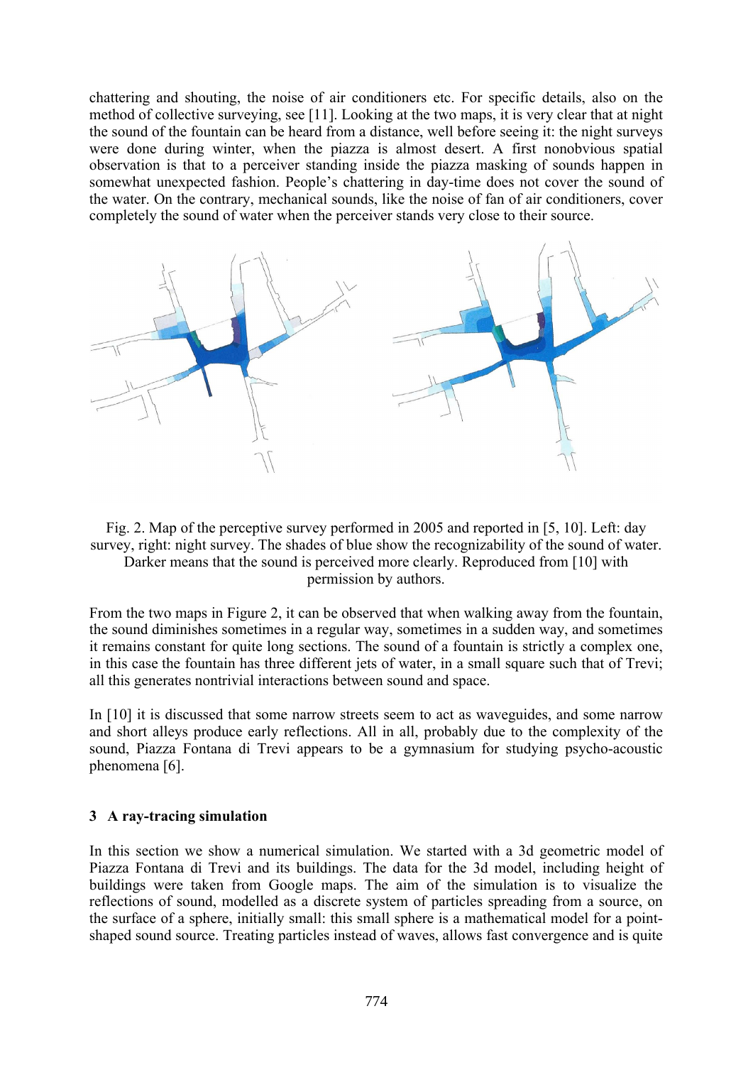chattering and shouting, the noise of air conditioners etc. For specific details, also on the method of collective surveying, see [11]. Looking at the two maps, it is very clear that at night the sound of the fountain can be heard from a distance, well before seeing it: the night surveys were done during winter, when the piazza is almost desert. A first nonobvious spatial observation is that to a perceiver standing inside the piazza masking of sounds happen in somewhat unexpected fashion. People's chattering in day-time does not cover the sound of the water. On the contrary, mechanical sounds, like the noise of fan of air conditioners, cover completely the sound of water when the perceiver stands very close to their source.

Fig. 2. Map of the perceptive survey performed in 2005 and reported in [5, 10]. Left: day survey, right: night survey. The shades of blue show the recognizability of the sound of water. Darker means that the sound is perceived more clearly. Reproduced from [10] with permission by authors.

From the two maps in Figure 2, it can be observed that when walking away from the fountain, the sound diminishes sometimes in a regular way, sometimes in a sudden way, and sometimes it remains constant for quite long sections. The sound of a fountain is strictly a complex one, in this case the fountain has three different jets of water, in a small square such that of Trevi; all this generates nontrivial interactions between sound and space.

In [10] it is discussed that some narrow streets seem to act as waveguides, and some narrow and short alleys produce early reflections. All in all, probably due to the complexity of the sound, Piazza Fontana di Trevi appears to be a gymnasium for studying psycho-acoustic phenomena [6].

## 3 A ray-tracing simulation

In this section we show a numerical simulation. We started with a 3d geometric model of Piazza Fontana di Trevi and its buildings. The data for the 3d model, including height of buildings were taken from Google maps. The aim of the simulation is to visualize the reflections of sound, modelled as a discrete system of particles spreading from a source, on the surface of a sphere, initially small: this small sphere is a mathematical model for a point-shaped sound source. Treating particles instead of waves, allows fast convergence and is quite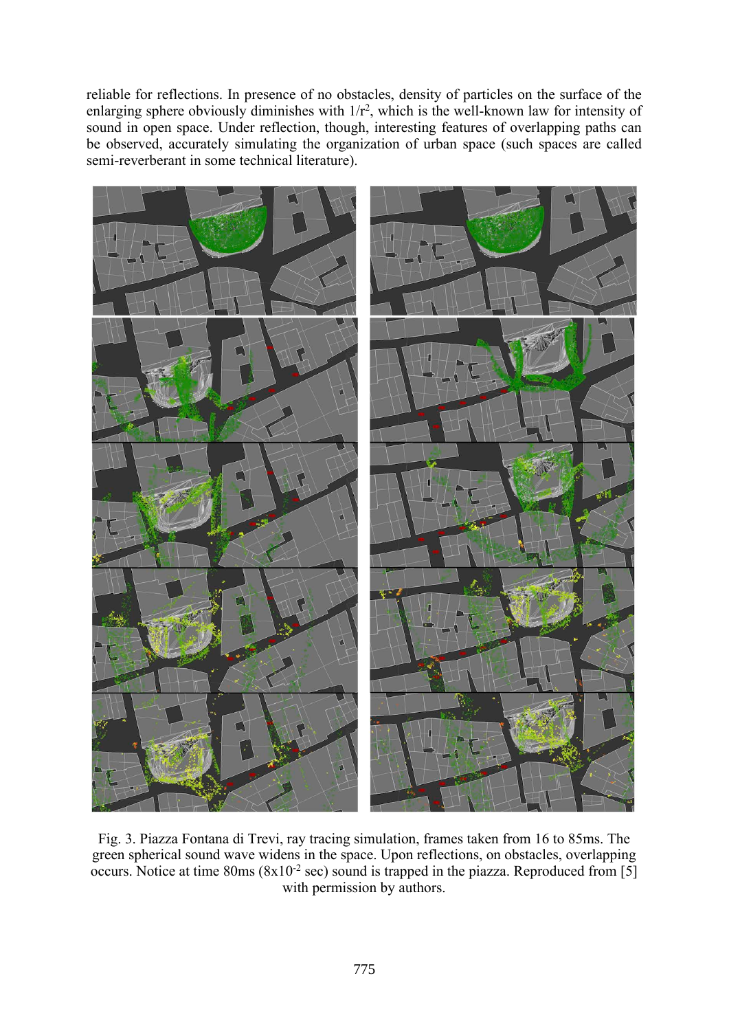reliable for reflections. In presence of no obstacles, density of particles on the surface of the enlarging sphere obviously diminishes with $1/r^2$, which is the well-known law for intensity of sound in open space. Under reflection, though, interesting features of overlapping paths can be observed, accurately simulating the organization of urban space (such spaces are called semi-reverberant in some technical literature).

Fig. 3. Piazza Fontana di Trevi, ray tracing simulation, frames taken from 16 to 85ms. The green spherical sound wave widens in the space. Upon reflections, on obstacles, overlapping occurs. Notice at time 80ms ($8 \times 10^{-2}$ sec) sound is trapped in the piazza. Reproduced from [5] with permission by authors.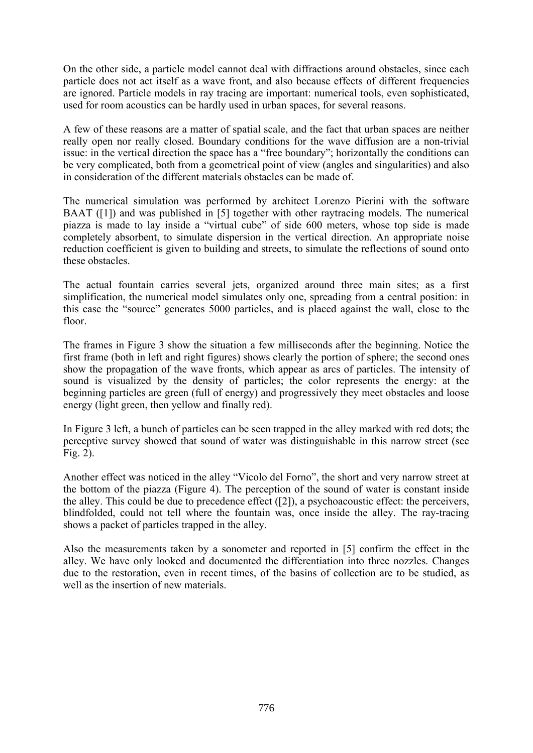On the other side, a particle model cannot deal with diffractions around obstacles, since each particle does not act itself as a wave front, and also because effects of different frequencies are ignored. Particle models in ray tracing are important: numerical tools, even sophisticated, used for room acoustics can be hardly used in urban spaces, for several reasons.

A few of these reasons are a matter of spatial scale, and the fact that urban spaces are neither really open nor really closed. Boundary conditions for the wave diffusion are a non-trivial issue: in the vertical direction the space has a "free boundary"; horizontally the conditions can be very complicated, both from a geometrical point of view (angles and singularities) and also in consideration of the different materials obstacles can be made of.

The numerical simulation was performed by architect Lorenzo Pierini with the software BAAT ([1]) and was published in [5] together with other raytracing models. The numerical piazza is made to lay inside a "virtual cube" of side 600 meters, whose top side is made completely absorbent, to simulate dispersion in the vertical direction. An appropriate noise reduction coefficient is given to building and streets, to simulate the reflections of sound onto these obstacles.

The actual fountain carries several jets, organized around three main sites; as a first simplification, the numerical model simulates only one, spreading from a central position: in this case the "source" generates 5000 particles, and is placed against the wall, close to the floor.

The frames in Figure 3 show the situation a few milliseconds after the beginning. Notice the first frame (both in left and right figures) shows clearly the portion of sphere; the second ones show the propagation of the wave fronts, which appear as arcs of particles. The intensity of sound is visualized by the density of particles; the color represents the energy: at the beginning particles are green (full of energy) and progressively they meet obstacles and loose energy (light green, then yellow and finally red).

In Figure 3 left, a bunch of particles can be seen trapped in the alley marked with red dots; the perceptive survey showed that sound of water was distinguishable in this narrow street (see Fig. 2).

Another effect was noticed in the alley "Vicolo del Forno", the short and very narrow street at the bottom of the piazza (Figure 4). The perception of the sound of water is constant inside the alley. This could be due to precedence effect ([2]), a psychoacoustic effect: the perceivers, blindfolded, could not tell where the fountain was, once inside the alley. The ray-tracing shows a packet of particles trapped in the alley.

Also the measurements taken by a sonometer and reported in [5] confirm the effect in the alley. We have only looked and documented the differentiation into three nozzles. Changes due to the restoration, even in recent times, of the basins of collection are to be studied, as well as the insertion of new materials.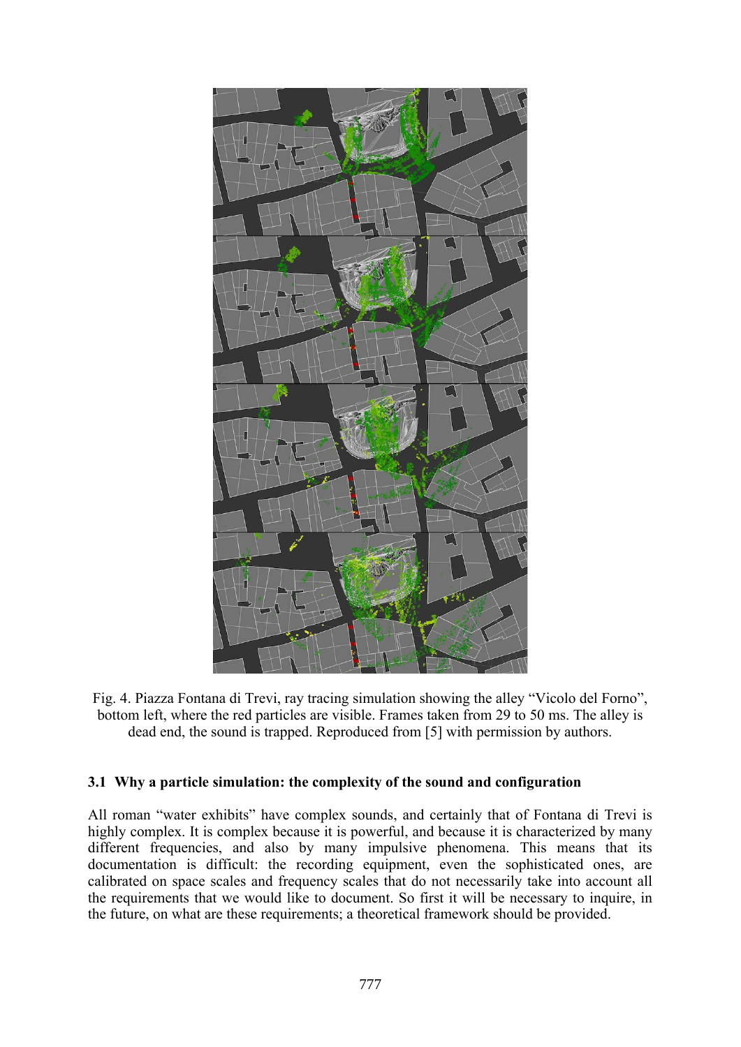Fig. 4. Piazza Fontana di Trevi, ray tracing simulation showing the alley “Vicolo del Forno”, bottom left, where the red particles are visible. Frames taken from 29 to 50 ms. The alley is dead end, the sound is trapped. Reproduced from [5] with permission by authors.

### 3.1 Why a particle simulation: the complexity of the sound and configuration

All roman “water exhibits” have complex sounds, and certainly that of Fontana di Trevi is highly complex. It is complex because it is powerful, and because it is characterized by many different frequencies, and also by many impulsive phenomena. This means that its documentation is difficult: the recording equipment, even the sophisticated ones, are calibrated on space scales and frequency scales that do not necessarily take into account all the requirements that we would like to document. So first it will be necessary to inquire, in the future, on what are these requirements; a theoretical framework should be provided.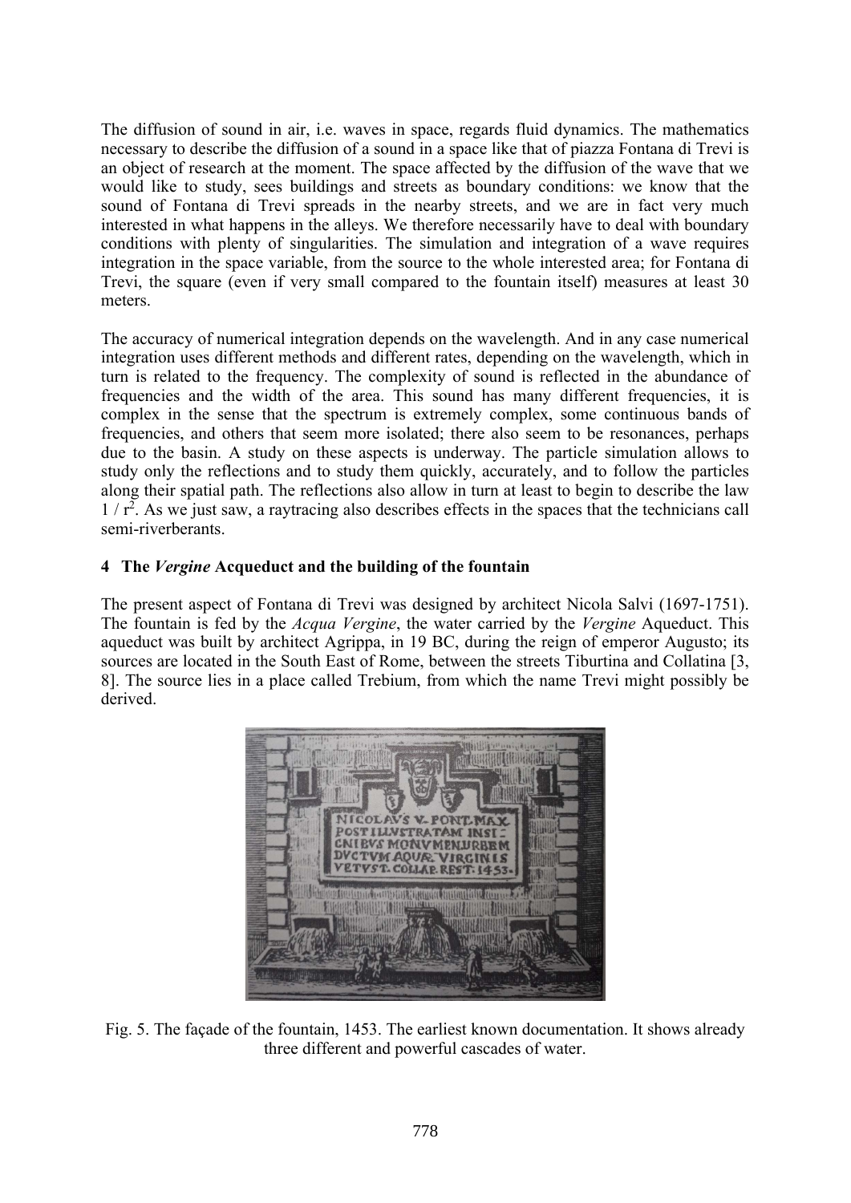The diffusion of sound in air, i.e. waves in space, regards fluid dynamics. The mathematics necessary to describe the diffusion of a sound in a space like that of piazza Fontana di Trevi is an object of research at the moment. The space affected by the diffusion of the wave that we would like to study, sees buildings and streets as boundary conditions: we know that the sound of Fontana di Trevi spreads in the nearby streets, and we are in fact very much interested in what happens in the alleys. We therefore necessarily have to deal with boundary conditions with plenty of singularities. The simulation and integration of a wave requires integration in the space variable, from the source to the whole interested area; for Fontana di Trevi, the square (even if very small compared to the fountain itself) measures at least 30 meters.

The accuracy of numerical integration depends on the wavelength. And in any case numerical integration uses different methods and different rates, depending on the wavelength, which in turn is related to the frequency. The complexity of sound is reflected in the abundance of frequencies and the width of the area. This sound has many different frequencies, it is complex in the sense that the spectrum is extremely complex, some continuous bands of frequencies, and others that seem more isolated; there also seem to be resonances, perhaps due to the basin. A study on these aspects is underway. The particle simulation allows to study only the reflections and to study them quickly, accurately, and to follow the particles along their spatial path. The reflections also allow in turn at least to begin to describe the law $1 / r^2$. As we just saw, a raytracing also describes effects in the spaces that the technicians call semi-riverberants.

## 4 The *Vergine* Acqueduct and the building of the fountain

The present aspect of Fontana di Trevi was designed by architect Nicola Salvi (1697-1751). The fountain is fed by the *Acqua Vergine*, the water carried by the *Vergine* Aqueduct. This aqueduct was built by architect Agrippa, in 19 BC, during the reign of emperor Augusto; its sources are located in the South East of Rome, between the streets Tiburtina and Collatina [3, 8]. The source lies in a place called Trebium, from which the name Trevi might possibly be derived.

Fig. 5. The façade of the fountain, 1453. The earliest known documentation. It shows already three different and powerful cascades of water.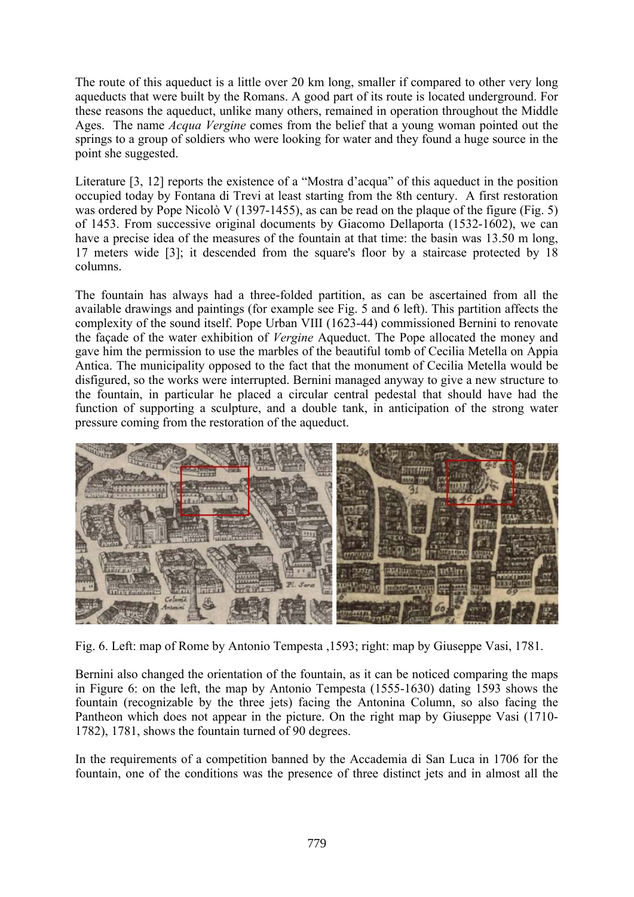The route of this aqueduct is a little over 20 km long, smaller if compared to other very long aqueducts that were built by the Romans. A good part of its route is located underground. For these reasons the aqueduct, unlike many others, remained in operation throughout the Middle Ages. The name *Acqua Vergine* comes from the belief that a young woman pointed out the springs to a group of soldiers who were looking for water and they found a huge source in the point she suggested.

Literature [3, 12] reports the existence of a "Mostra d'acqua" of this aqueduct in the position occupied today by Fontana di Trevi at least starting from the 8th century. A first restoration was ordered by Pope Nicolò V (1397-1455), as can be read on the plaque of the figure (Fig. 5) of 1453. From successive original documents by Giacomo Dellaporta (1532-1602), we can have a precise idea of the measures of the fountain at that time: the basin was 13.50 m long, 17 meters wide [3]; it descended from the square's floor by a staircase protected by 18 columns.

The fountain has always had a three-folded partition, as can be ascertained from all the available drawings and paintings (for example see Fig. 5 and 6 left). This partition affects the complexity of the sound itself. Pope Urban VIII (1623-44) commissioned Bernini to renovate the façade of the water exhibition of *Vergine* Aqueduct. The Pope allocated the money and gave him the permission to use the marbles of the beautiful tomb of Cecilia Metella on Appia Antica. The municipality opposed to the fact that the monument of Cecilia Metella would be disfigured, so the works were interrupted. Bernini managed anyway to give a new structure to the fountain, in particular he placed a circular central pedestal that should have had the function of supporting a sculpture, and a double tank, in anticipation of the strong water pressure coming from the restoration of the aqueduct.

Fig. 6. Left: map of Rome by Antonio Tempesta ,1593; right: map by Giuseppe Vasi, 1781.

Bernini also changed the orientation of the fountain, as it can be noticed comparing the maps in Figure 6: on the left, the map by Antonio Tempesta (1555-1630) dating 1593 shows the fountain (recognizable by the three jets) facing the Antonina Column, so also facing the Pantheon which does not appear in the picture. On the right map by Giuseppe Vasi (1710-1782), 1781, shows the fountain turned of 90 degrees.

In the requirements of a competition banned by the Accademia di San Luca in 1706 for the fountain, one of the conditions was the presence of three distinct jets and in almost all the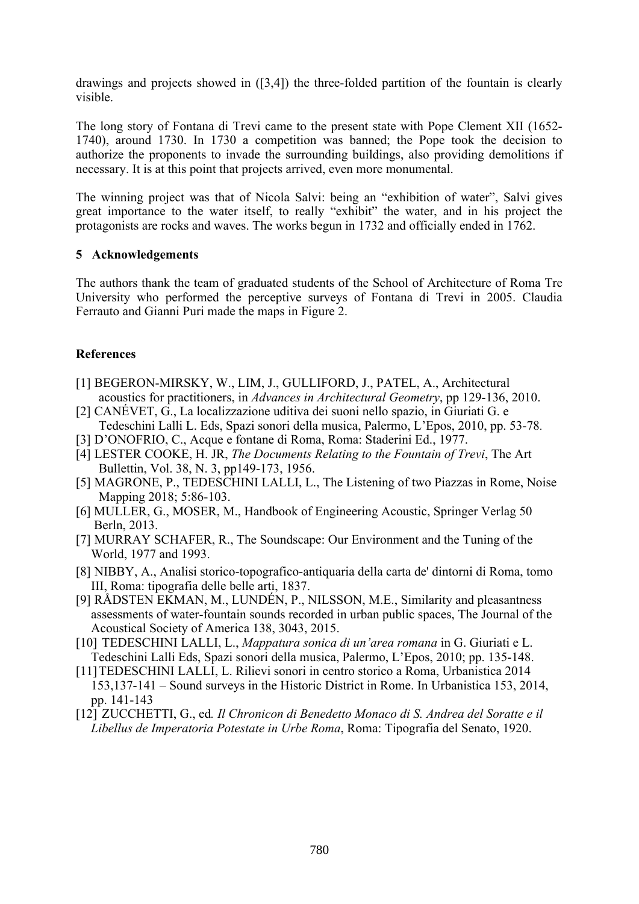drawings and projects showed in ([3,4]) the three-folded partition of the fountain is clearly visible.

The long story of Fontana di Trevi came to the present state with Pope Clement XII (1652-1740), around 1730. In 1730 a competition was banned; the Pope took the decision to authorize the proponents to invade the surrounding buildings, also providing demolitions if necessary. It is at this point that projects arrived, even more monumental.

The winning project was that of Nicola Salvi: being an "exhibition of water", Salvi gives great importance to the water itself, to really "exhibit" the water, and in his project the protagonists are rocks and waves. The works begun in 1732 and officially ended in 1762.

## 5 Acknowledgements

The authors thank the team of graduated students of the School of Architecture of Roma Tre University who performed the perceptive surveys of Fontana di Trevi in 2005. Claudia Ferrauto and Gianni Puri made the maps in Figure 2.

## References

[1] BEGERON-MIRSKY, W., LIM, J., GULLIFORD, J., PATEL, A., Architectural acoustics for practitioners, in *Advances in Architectural Geometry*, pp 129-136, 2010.

[2] CANÉVET, G., La localizzazione uditiva dei suoni nello spazio, in Giuriati G. e Tedeschini Lalli L. Eds, Spazi sonori della musica, Palermo, L'Epos, 2010, pp. 53-78.

[3] D'ONOFRIO, C., Acque e fontane di Roma, Roma: Staderini Ed., 1977.

[4] LESTER COOKE, H. JR, *The Documents Relating to the Fountain of Trevi*, The Art Bullettin, Vol. 38, N. 3, pp149-173, 1956.

[5] MAGRONE, P., TEDESCHINI LALLI, L., The Listening of two Piazzas in Rome, Noise Mapping 2018; 5:86-103.

[6] MULLER, G., MOSER, M., Handbook of Engineering Acoustic, Springer Verlag 50 Berln, 2013.

[7] MURRAY SCHAFER, R., The Soundscape: Our Environment and the Tuning of the World, 1977 and 1993.

[8] NIBBY, A., Analisi storico-topografico-antiquaria della carta de' dintorni di Roma, tomo III, Roma: tipografia delle belle arti, 1837.

[9] RÅDSTEN EKMAN, M., LUNDÉN, P., NILSSON, M.E., Similarity and pleasantness assessments of water-fountain sounds recorded in urban public spaces, The Journal of the Acoustical Society of America 138, 3043, 2015.

[10] TEDESCHINI LALLI, L., *Mappatura sonica di un'area romana* in G. Giuriati e L. Tedeschini Lalli Eds, Spazi sonori della musica, Palermo, L'Epos, 2010; pp. 135-148.

[11] TEDESCHINI LALLI, L. Rilievi sonori in centro storico a Roma, Urbanistica 2014 153,137-141 – Sound surveys in the Historic District in Rome. In Urbanistica 153, 2014, pp. 141-143

[12] ZUCCHETTI, G., ed. *Il Chronicon di Benedetto Monaco di S. Andrea del Soratte e il Libellus de Imperatoria Potestate in Urbe Roma*, Roma: Tipografia del Senato, 1920.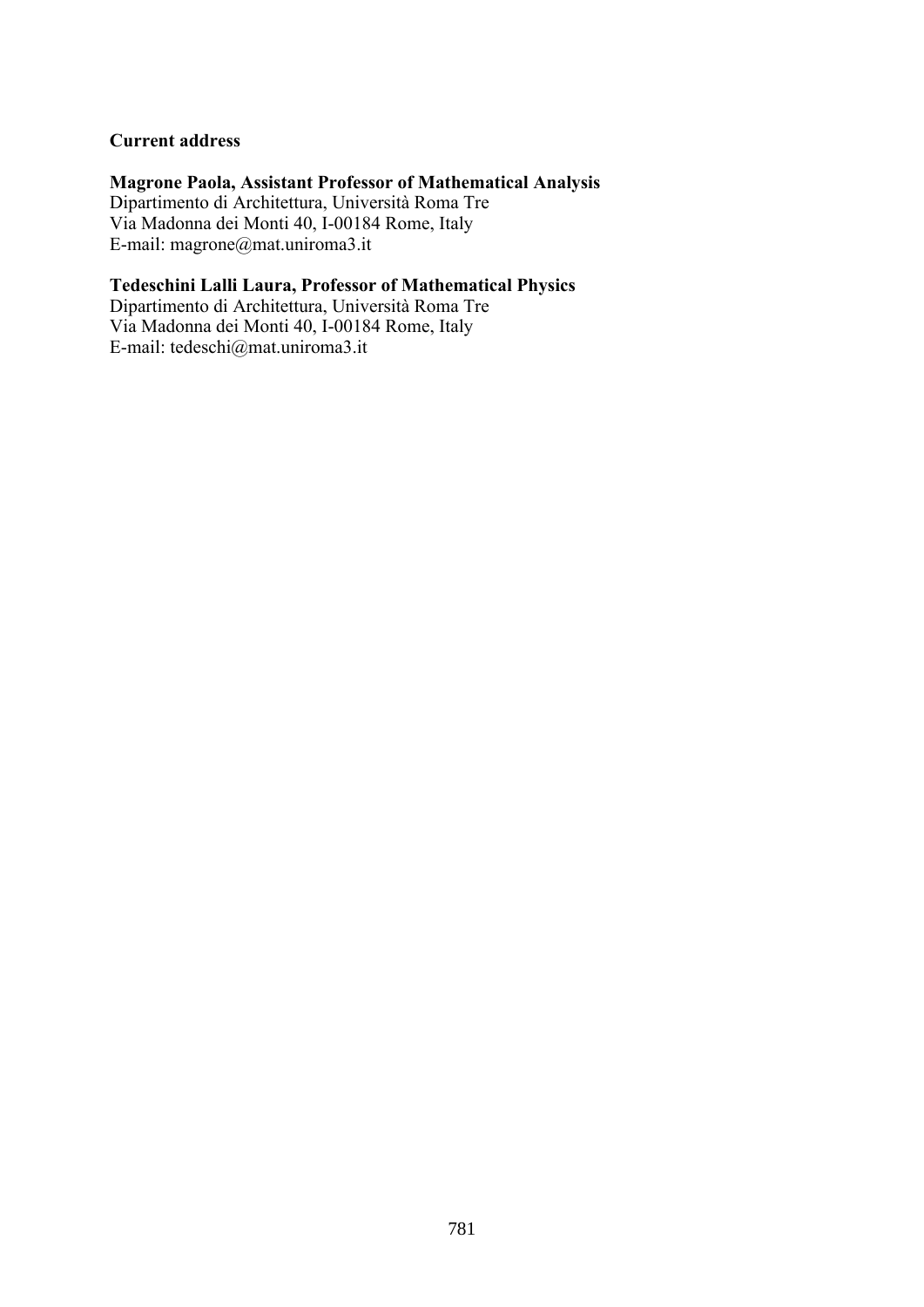**Current address**

**Magrone Paola, Assistant Professor of Mathematical Analysis**
Dipartimento di Architettura, Università Roma Tre
Via Madonna dei Monti 40, I-00184 Rome, Italy
E-mail: magrone@mat.uniroma3.it

**Tedeschini Lalli Laura, Professor of Mathematical Physics**
Dipartimento di Architettura, Università Roma Tre
Via Madonna dei Monti 40, I-00184 Rome, Italy
E-mail: tedeschi@mat.uniroma3.it